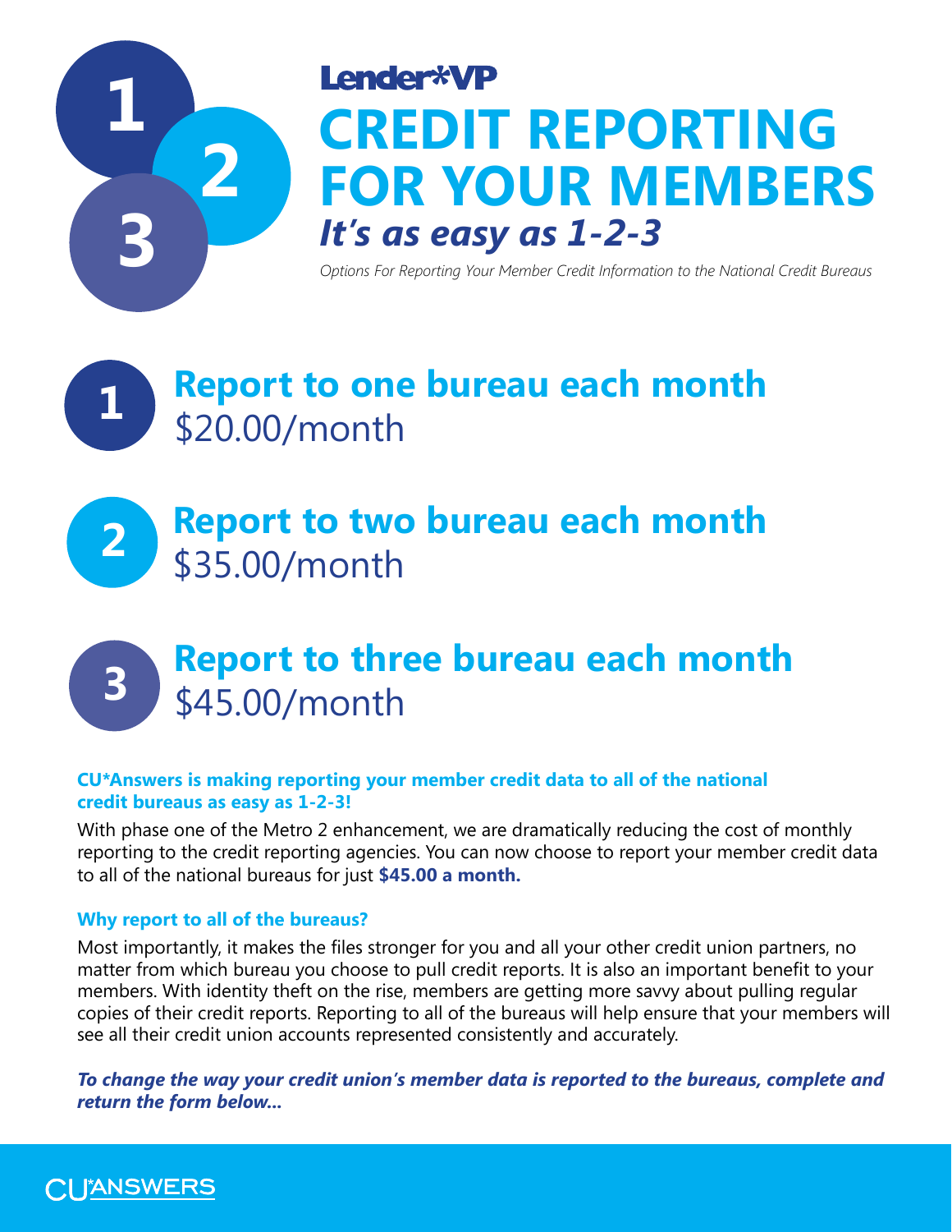Lender*VP

# CREDIT REPORTING FOR YOUR MEMBERS

## *It's as easy as 1-2-3*

*Options For Reporting Your Member Credit Information to the National Credit Bureaus*

1

## Report to one bureau each month

$20.00/month

2

## Report to two bureau each month

$35.00/month

3

## Report to three bureau each month

$45.00/month

**CU*Answers is making reporting your member credit data to all of the national credit bureaus as easy as 1-2-3!**

With phase one of the Metro 2 enhancement, we are dramatically reducing the cost of monthly reporting to the credit reporting agencies. You can now choose to report your member credit data to all of the national bureaus for just **$45.00 a month.**

**Why report to all of the bureaus?**

Most importantly, it makes the files stronger for you and all your other credit union partners, no matter from which bureau you choose to pull credit reports. It is also an important benefit to your members. With identity theft on the rise, members are getting more savvy about pulling regular copies of their credit reports. Reporting to all of the bureaus will help ensure that your members will see all their credit union accounts represented consistently and accurately.

***To change the way your credit union's member data is reported to the bureaus, complete and return the form below...***

CU*ANSWERS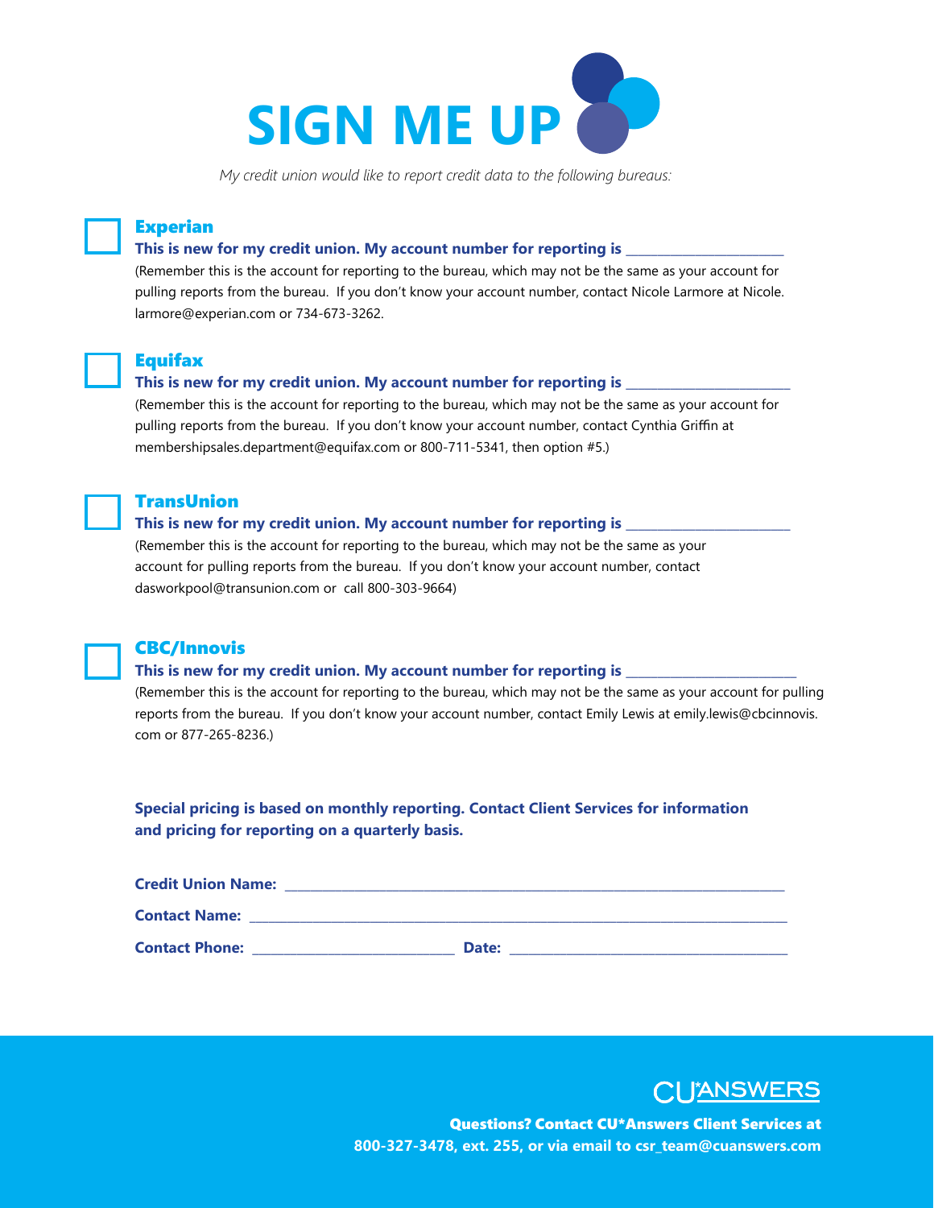# SIGN ME UP

*My credit union would like to report credit data to the following bureaus:*

☐ **Experian**

**This is new for my credit union. My account number for reporting is \_\_\_\_\_\_\_\_\_\_\_\_\_\_\_\_\_\_\_\_\_\_\_\_**

(Remember this is the account for reporting to the bureau, which may not be the same as your account for pulling reports from the bureau. If you don't know your account number, contact Nicole Larmore at Nicole.larmore@experian.com or 734-673-3262.

☐ **Equifax**

**This is new for my credit union. My account number for reporting is \_\_\_\_\_\_\_\_\_\_\_\_\_\_\_\_\_\_\_\_\_\_\_\_**

(Remember this is the account for reporting to the bureau, which may not be the same as your account for pulling reports from the bureau. If you don't know your account number, contact Cynthia Griffin at membershipsales.department@equifax.com or 800-711-5341, then option #5.)

☐ **TransUnion**

**This is new for my credit union. My account number for reporting is \_\_\_\_\_\_\_\_\_\_\_\_\_\_\_\_\_\_\_\_\_\_\_\_**

(Remember this is the account for reporting to the bureau, which may not be the same as your account for pulling reports from the bureau. If you don't know your account number, contact dasworkpool@transunion.com or call 800-303-9664)

☐ **CBC/Innovis**

**This is new for my credit union. My account number for reporting is \_\_\_\_\_\_\_\_\_\_\_\_\_\_\_\_\_\_\_\_\_\_\_\_**

(Remember this is the account for reporting to the bureau, which may not be the same as your account for pulling reports from the bureau. If you don't know your account number, contact Emily Lewis at emily.lewis@cbcinnovis.com or 877-265-8236.)

**Special pricing is based on monthly reporting. Contact Client Services for information and pricing for reporting on a quarterly basis.**

**Credit Union Name:** \_\_\_\_\_\_\_\_\_\_\_\_\_\_\_\_\_\_\_\_\_\_\_\_\_\_\_\_\_\_\_\_\_\_\_\_\_\_\_\_\_\_\_\_

**Contact Name:** \_\_\_\_\_\_\_\_\_\_\_\_\_\_\_\_\_\_\_\_\_\_\_\_\_\_\_\_\_\_\_\_\_\_\_\_\_\_\_\_\_\_\_\_

**Contact Phone:** \_\_\_\_\_\_\_\_\_\_\_\_\_\_\_\_\_\_\_\_ **Date:** \_\_\_\_\_\_\_\_\_\_\_\_\_\_\_\_\_\_\_\_

CU*ANSWERS

**Questions? Contact CU*Answers Client Services at 800-327-3478, ext. 255, or via email to csr_team@cuanswers.com**